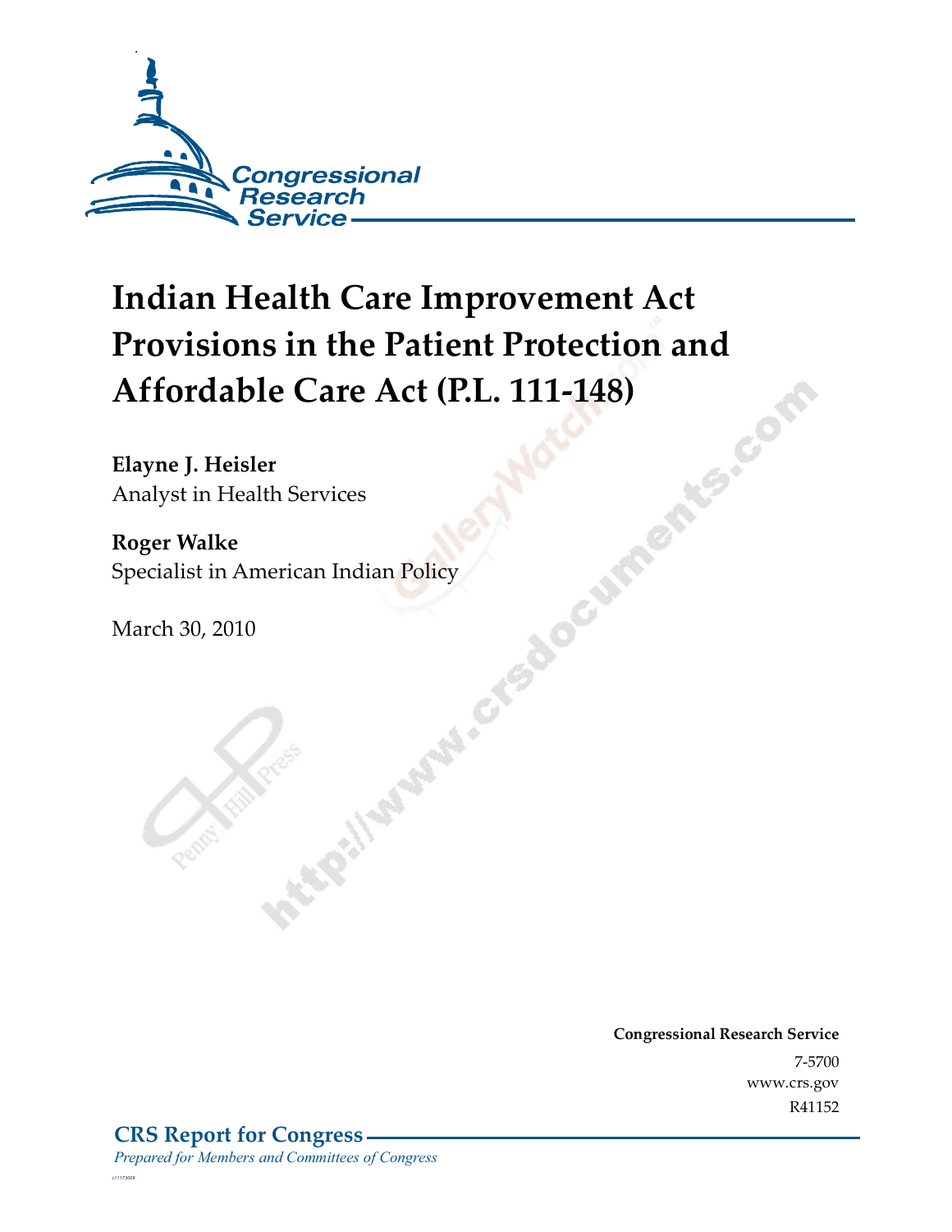Congressional Research Service

# Indian Health Care Improvement Act Provisions in the Patient Protection and Affordable Care Act (P.L. 111-148)

**Elayne J. Heisler**
Analyst in Health Services

**Roger Walke**
Specialist in American Indian Policy

March 30, 2010

**Congressional Research Service**
7-5700
www.crs.gov
R41152

**CRS Report for Congress**
*Prepared for Members and Committees of Congress*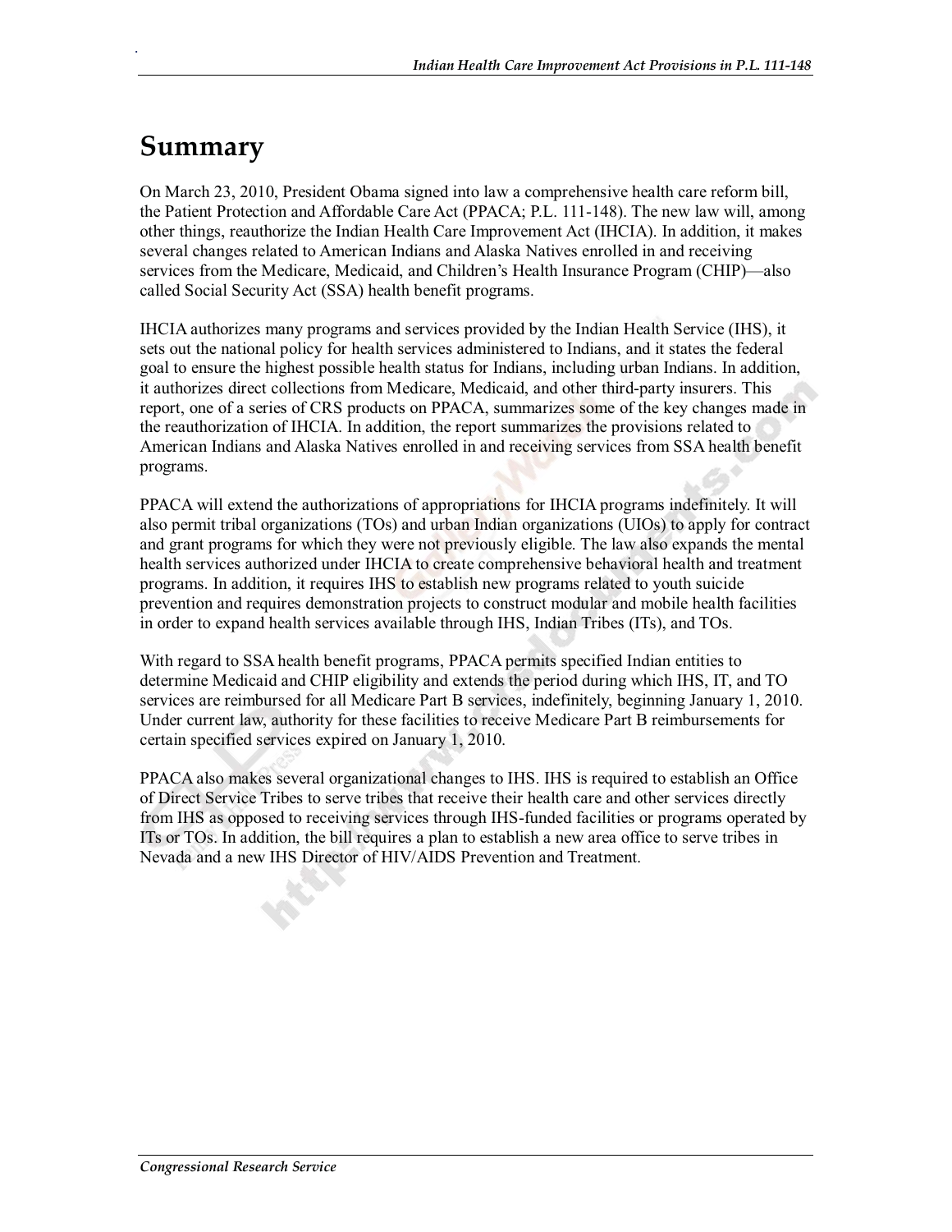# Summary

On March 23, 2010, President Obama signed into law a comprehensive health care reform bill, the Patient Protection and Affordable Care Act (PPACA; P.L. 111-148). The new law will, among other things, reauthorize the Indian Health Care Improvement Act (IHCIA). In addition, it makes several changes related to American Indians and Alaska Natives enrolled in and receiving services from the Medicare, Medicaid, and Children's Health Insurance Program (CHIP)—also called Social Security Act (SSA) health benefit programs.

IHCIA authorizes many programs and services provided by the Indian Health Service (IHS), it sets out the national policy for health services administered to Indians, and it states the federal goal to ensure the highest possible health status for Indians, including urban Indians. In addition, it authorizes direct collections from Medicare, Medicaid, and other third-party insurers. This report, one of a series of CRS products on PPACA, summarizes some of the key changes made in the reauthorization of IHCIA. In addition, the report summarizes the provisions related to American Indians and Alaska Natives enrolled in and receiving services from SSA health benefit programs.

PPACA will extend the authorizations of appropriations for IHCIA programs indefinitely. It will also permit tribal organizations (TOs) and urban Indian organizations (UIOs) to apply for contract and grant programs for which they were not previously eligible. The law also expands the mental health services authorized under IHCIA to create comprehensive behavioral health and treatment programs. In addition, it requires IHS to establish new programs related to youth suicide prevention and requires demonstration projects to construct modular and mobile health facilities in order to expand health services available through IHS, Indian Tribes (ITs), and TOs.

With regard to SSA health benefit programs, PPACA permits specified Indian entities to determine Medicaid and CHIP eligibility and extends the period during which IHS, IT, and TO services are reimbursed for all Medicare Part B services, indefinitely, beginning January 1, 2010. Under current law, authority for these facilities to receive Medicare Part B reimbursements for certain specified services expired on January 1, 2010.

PPACA also makes several organizational changes to IHS. IHS is required to establish an Office of Direct Service Tribes to serve tribes that receive their health care and other services directly from IHS as opposed to receiving services through IHS-funded facilities or programs operated by ITs or TOs. In addition, the bill requires a plan to establish a new area office to serve tribes in Nevada and a new IHS Director of HIV/AIDS Prevention and Treatment.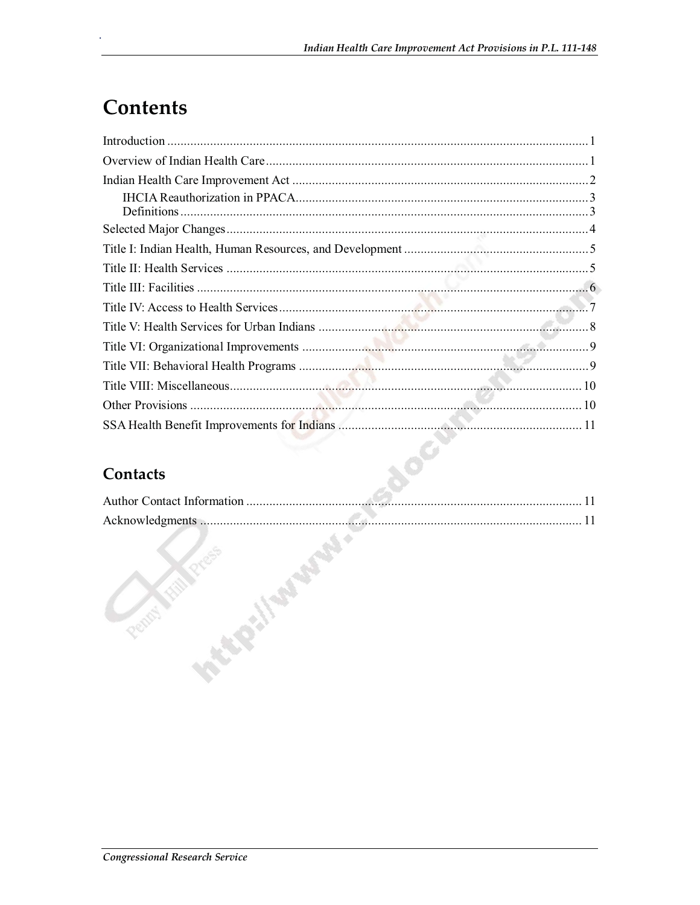# Contents

Introduction ............................................................................................................................ 1

Overview of Indian Health Care ................................................................................................ 1

Indian Health Care Improvement Act ......................................................................................... 2

  IHCIA Reauthorization in PPACA ......................................................................................... 3

  Definitions ............................................................................................................................ 3

Selected Major Changes ............................................................................................................. 4

Title I: Indian Health, Human Resources, and Development ....................................................... 5

Title II: Health Services ............................................................................................................. 5

Title III: Facilities ...................................................................................................................... 6

Title IV: Access to Health Services ............................................................................................ 7

Title V: Health Services for Urban Indians ................................................................................. 8

Title VI: Organizational Improvements ...................................................................................... 9

Title VII: Behavioral Health Programs ....................................................................................... 9

Title VIII: Miscellaneous .......................................................................................................... 10

Other Provisions ...................................................................................................................... 10

SSA Health Benefit Improvements for Indians ......................................................................... 11

## Contacts

Author Contact Information ..................................................................................................... 11

Acknowledgments .................................................................................................................... 11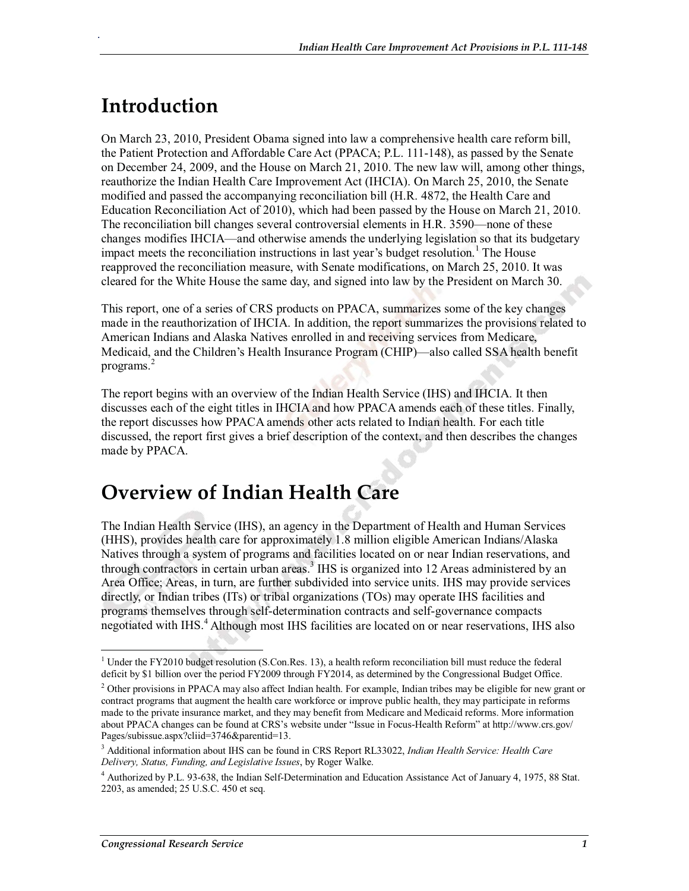# Introduction

On March 23, 2010, President Obama signed into law a comprehensive health care reform bill, the Patient Protection and Affordable Care Act (PPACA; P.L. 111-148), as passed by the Senate on December 24, 2009, and the House on March 21, 2010. The new law will, among other things, reauthorize the Indian Health Care Improvement Act (IHCIA). On March 25, 2010, the Senate modified and passed the accompanying reconciliation bill (H.R. 4872, the Health Care and Education Reconciliation Act of 2010), which had been passed by the House on March 21, 2010. The reconciliation bill changes several controversial elements in H.R. 3590—none of these changes modifies IHCIA—and otherwise amends the underlying legislation so that its budgetary impact meets the reconciliation instructions in last year's budget resolution.[1] The House reapproved the reconciliation measure, with Senate modifications, on March 25, 2010. It was cleared for the White House the same day, and signed into law by the President on March 30.

This report, one of a series of CRS products on PPACA, summarizes some of the key changes made in the reauthorization of IHCIA. In addition, the report summarizes the provisions related to American Indians and Alaska Natives enrolled in and receiving services from Medicare, Medicaid, and the Children's Health Insurance Program (CHIP)—also called SSA health benefit programs.[2]

The report begins with an overview of the Indian Health Service (IHS) and IHCIA. It then discusses each of the eight titles in IHCIA and how PPACA amends each of these titles. Finally, the report discusses how PPACA amends other acts related to Indian health. For each title discussed, the report first gives a brief description of the context, and then describes the changes made by PPACA.

# Overview of Indian Health Care

The Indian Health Service (IHS), an agency in the Department of Health and Human Services (HHS), provides health care for approximately 1.8 million eligible American Indians/Alaska Natives through a system of programs and facilities located on or near Indian reservations, and through contractors in certain urban areas.[3] IHS is organized into 12 Areas administered by an Area Office; Areas, in turn, are further subdivided into service units. IHS may provide services directly, or Indian tribes (ITs) or tribal organizations (TOs) may operate IHS facilities and programs themselves through self-determination contracts and self-governance compacts negotiated with IHS.[4] Although most IHS facilities are located on or near reservations, IHS also

---

[1] Under the FY2010 budget resolution (S.Con.Res. 13), a health reform reconciliation bill must reduce the federal deficit by $1 billion over the period FY2009 through FY2014, as determined by the Congressional Budget Office.

[2] Other provisions in PPACA may also affect Indian health. For example, Indian tribes may be eligible for new grant or contract programs that augment the health care workforce or improve public health, they may participate in reforms made to the private insurance market, and they may benefit from Medicare and Medicaid reforms. More information about PPACA changes can be found at CRS's website under "Issue in Focus-Health Reform" at http://www.crs.gov/Pages/subissue.aspx?cliid=3746&parentid=13.

[3] Additional information about IHS can be found in CRS Report RL33022, *Indian Health Service: Health Care Delivery, Status, Funding, and Legislative Issues*, by Roger Walke.

[4] Authorized by P.L. 93-638, the Indian Self-Determination and Education Assistance Act of January 4, 1975, 88 Stat. 2203, as amended; 25 U.S.C. 450 et seq.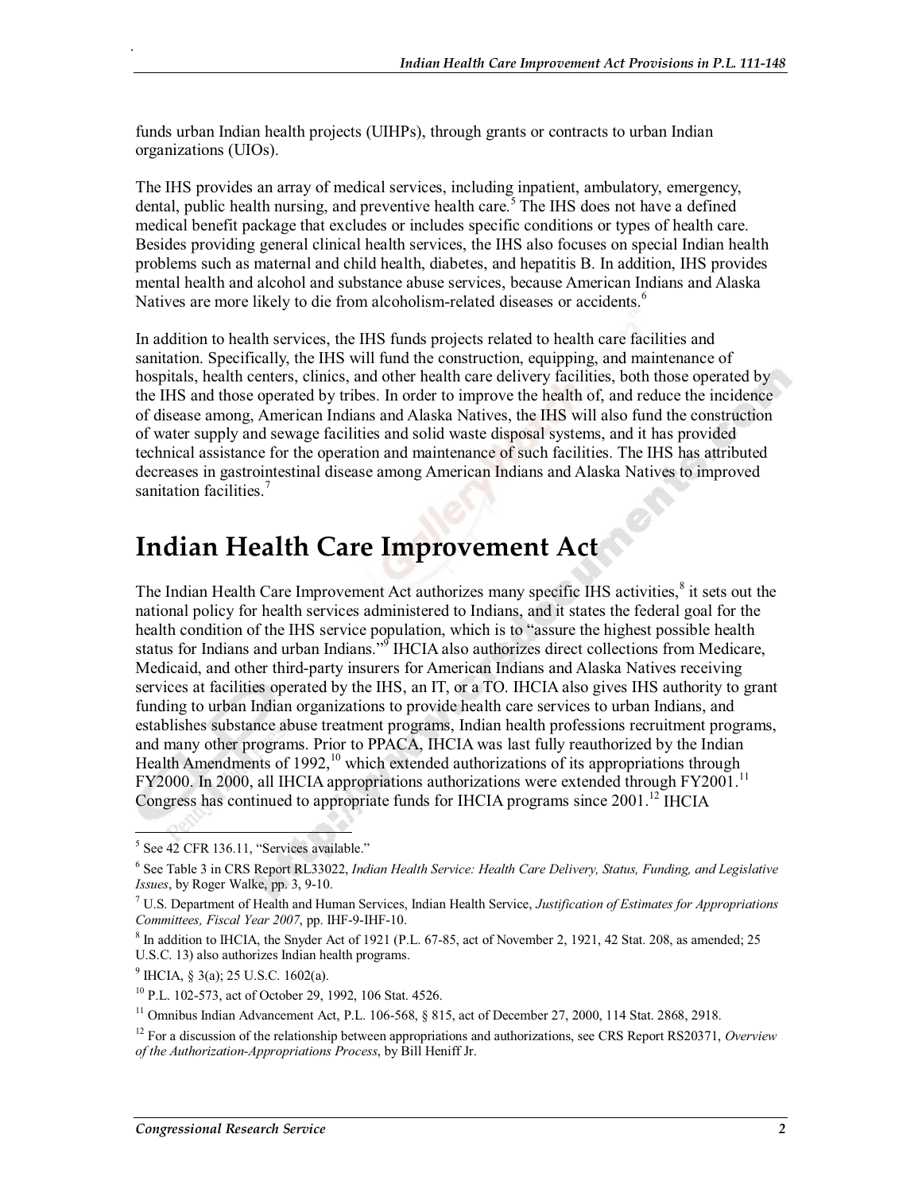funds urban Indian health projects (UIHPs), through grants or contracts to urban Indian organizations (UIOs).

The IHS provides an array of medical services, including inpatient, ambulatory, emergency, dental, public health nursing, and preventive health care.[5] The IHS does not have a defined medical benefit package that excludes or includes specific conditions or types of health care. Besides providing general clinical health services, the IHS also focuses on special Indian health problems such as maternal and child health, diabetes, and hepatitis B. In addition, IHS provides mental health and alcohol and substance abuse services, because American Indians and Alaska Natives are more likely to die from alcoholism-related diseases or accidents.[6]

In addition to health services, the IHS funds projects related to health care facilities and sanitation. Specifically, the IHS will fund the construction, equipping, and maintenance of hospitals, health centers, clinics, and other health care delivery facilities, both those operated by the IHS and those operated by tribes. In order to improve the health of, and reduce the incidence of disease among, American Indians and Alaska Natives, the IHS will also fund the construction of water supply and sewage facilities and solid waste disposal systems, and it has provided technical assistance for the operation and maintenance of such facilities. The IHS has attributed decreases in gastrointestinal disease among American Indians and Alaska Natives to improved sanitation facilities.[7]

# Indian Health Care Improvement Act

The Indian Health Care Improvement Act authorizes many specific IHS activities,[8] it sets out the national policy for health services administered to Indians, and it states the federal goal for the health condition of the IHS service population, which is to "assure the highest possible health status for Indians and urban Indians."[9] IHCIA also authorizes direct collections from Medicare, Medicaid, and other third-party insurers for American Indians and Alaska Natives receiving services at facilities operated by the IHS, an IT, or a TO. IHCIA also gives IHS authority to grant funding to urban Indian organizations to provide health care services to urban Indians, and establishes substance abuse treatment programs, Indian health professions recruitment programs, and many other programs. Prior to PPACA, IHCIA was last fully reauthorized by the Indian Health Amendments of 1992,[10] which extended authorizations of its appropriations through FY2000. In 2000, all IHCIA appropriations authorizations were extended through FY2001.[11] Congress has continued to appropriate funds for IHCIA programs since 2001.[12] IHCIA

---

[5] See 42 CFR 136.11, "Services available."

[6] See Table 3 in CRS Report RL33022, *Indian Health Service: Health Care Delivery, Status, Funding, and Legislative Issues*, by Roger Walke, pp. 3, 9-10.

[7] U.S. Department of Health and Human Services, Indian Health Service, *Justification of Estimates for Appropriations Committees, Fiscal Year 2007*, pp. IHF-9-IHF-10.

[8] In addition to IHCIA, the Snyder Act of 1921 (P.L. 67-85, act of November 2, 1921, 42 Stat. 208, as amended; 25 U.S.C. 13) also authorizes Indian health programs.

[9] IHCIA, § 3(a); 25 U.S.C. 1602(a).

[10] P.L. 102-573, act of October 29, 1992, 106 Stat. 4526.

[11] Omnibus Indian Advancement Act, P.L. 106-568, § 815, act of December 27, 2000, 114 Stat. 2868, 2918.

[12] For a discussion of the relationship between appropriations and authorizations, see CRS Report RS20371, *Overview of the Authorization-Appropriations Process*, by Bill Heniff Jr.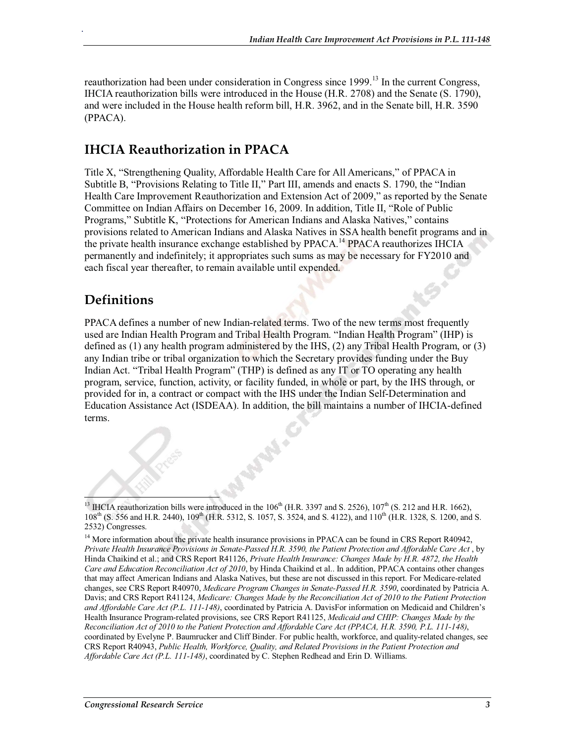reauthorization had been under consideration in Congress since 1999.[13] In the current Congress, IHCIA reauthorization bills were introduced in the House (H.R. 2708) and the Senate (S. 1790), and were included in the House health reform bill, H.R. 3962, and in the Senate bill, H.R. 3590 (PPACA).

## IHCIA Reauthorization in PPACA

Title X, "Strengthening Quality, Affordable Health Care for All Americans," of PPACA in Subtitle B, "Provisions Relating to Title II," Part III, amends and enacts S. 1790, the "Indian Health Care Improvement Reauthorization and Extension Act of 2009," as reported by the Senate Committee on Indian Affairs on December 16, 2009. In addition, Title II, "Role of Public Programs," Subtitle K, "Protections for American Indians and Alaska Natives," contains provisions related to American Indians and Alaska Natives in SSA health benefit programs and in the private health insurance exchange established by PPACA.[14] PPACA reauthorizes IHCIA permanently and indefinitely; it appropriates such sums as may be necessary for FY2010 and each fiscal year thereafter, to remain available until expended.

## Definitions

PPACA defines a number of new Indian-related terms. Two of the new terms most frequently used are Indian Health Program and Tribal Health Program. "Indian Health Program" (IHP) is defined as (1) any health program administered by the IHS, (2) any Tribal Health Program, or (3) any Indian tribe or tribal organization to which the Secretary provides funding under the Buy Indian Act. "Tribal Health Program" (THP) is defined as any IT or TO operating any health program, service, function, activity, or facility funded, in whole or part, by the IHS through, or provided for in, a contract or compact with the IHS under the Indian Self-Determination and Education Assistance Act (ISDEAA). In addition, the bill maintains a number of IHCIA-defined terms.

---

[13] IHCIA reauthorization bills were introduced in the 106th (H.R. 3397 and S. 2526), 107th (S. 212 and H.R. 1662), 108th (S. 556 and H.R. 2440), 109th (H.R. 5312, S. 1057, S. 3524, and S. 4122), and 110th (H.R. 1328, S. 1200, and S. 2532) Congresses.

[14] More information about the private health insurance provisions in PPACA can be found in CRS Report R40942, *Private Health Insurance Provisions in Senate-Passed H.R. 3590, the Patient Protection and Affordable Care Act* , by Hinda Chaikind et al.; and CRS Report R41126, *Private Health Insurance: Changes Made by H.R. 4872, the Health Care and Education Reconciliation Act of 2010*, by Hinda Chaikind et al.. In addition, PPACA contains other changes that may affect American Indians and Alaska Natives, but these are not discussed in this report. For Medicare-related changes, see CRS Report R40970, *Medicare Program Changes in Senate-Passed H.R. 3590*, coordinated by Patricia A. Davis; and CRS Report R41124, *Medicare: Changes Made by the Reconciliation Act of 2010 to the Patient Protection and Affordable Care Act (P.L. 111-148)*, coordinated by Patricia A. DavisFor information on Medicaid and Children's Health Insurance Program-related provisions, see CRS Report R41125, *Medicaid and CHIP: Changes Made by the Reconciliation Act of 2010 to the Patient Protection and Affordable Care Act (PPACA, H.R. 3590, P.L. 111-148)*, coordinated by Evelyne P. Baumrucker and Cliff Binder. For public health, workforce, and quality-related changes, see CRS Report R40943, *Public Health, Workforce, Quality, and Related Provisions in the Patient Protection and Affordable Care Act (P.L. 111-148)*, coordinated by C. Stephen Redhead and Erin D. Williams.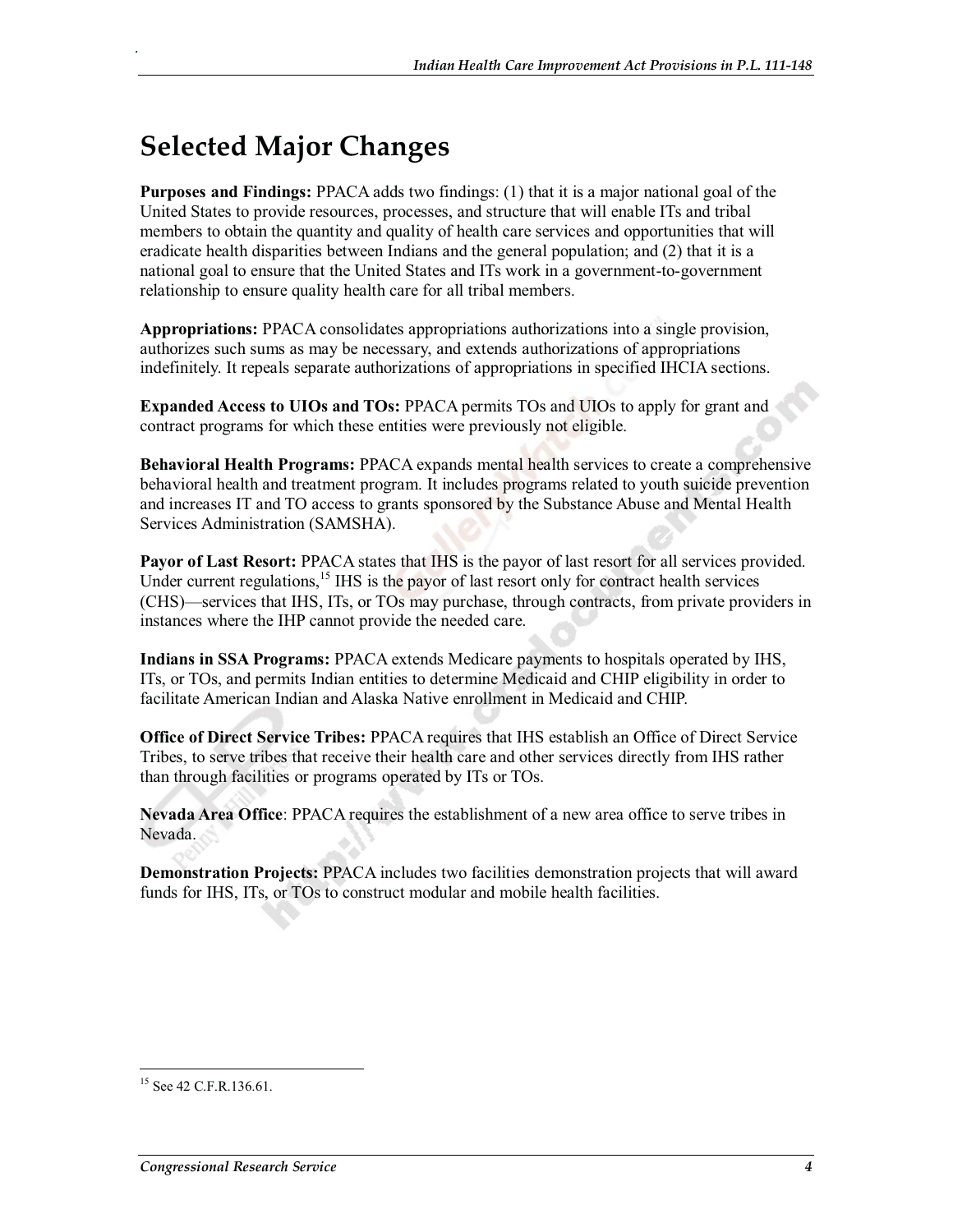# Selected Major Changes

**Purposes and Findings:** PPACA adds two findings: (1) that it is a major national goal of the United States to provide resources, processes, and structure that will enable ITs and tribal members to obtain the quantity and quality of health care services and opportunities that will eradicate health disparities between Indians and the general population; and (2) that it is a national goal to ensure that the United States and ITs work in a government-to-government relationship to ensure quality health care for all tribal members.

**Appropriations:** PPACA consolidates appropriations authorizations into a single provision, authorizes such sums as may be necessary, and extends authorizations of appropriations indefinitely. It repeals separate authorizations of appropriations in specified IHCIA sections.

**Expanded Access to UIOs and TOs:** PPACA permits TOs and UIOs to apply for grant and contract programs for which these entities were previously not eligible.

**Behavioral Health Programs:** PPACA expands mental health services to create a comprehensive behavioral health and treatment program. It includes programs related to youth suicide prevention and increases IT and TO access to grants sponsored by the Substance Abuse and Mental Health Services Administration (SAMSHA).

**Payor of Last Resort:** PPACA states that IHS is the payor of last resort for all services provided. Under current regulations,[15] IHS is the payor of last resort only for contract health services (CHS)—services that IHS, ITs, or TOs may purchase, through contracts, from private providers in instances where the IHP cannot provide the needed care.

**Indians in SSA Programs:** PPACA extends Medicare payments to hospitals operated by IHS, ITs, or TOs, and permits Indian entities to determine Medicaid and CHIP eligibility in order to facilitate American Indian and Alaska Native enrollment in Medicaid and CHIP.

**Office of Direct Service Tribes:** PPACA requires that IHS establish an Office of Direct Service Tribes, to serve tribes that receive their health care and other services directly from IHS rather than through facilities or programs operated by ITs or TOs.

**Nevada Area Office**: PPACA requires the establishment of a new area office to serve tribes in Nevada.

**Demonstration Projects:** PPACA includes two facilities demonstration projects that will award funds for IHS, ITs, or TOs to construct modular and mobile health facilities.

---

[15] See 42 C.F.R.136.61.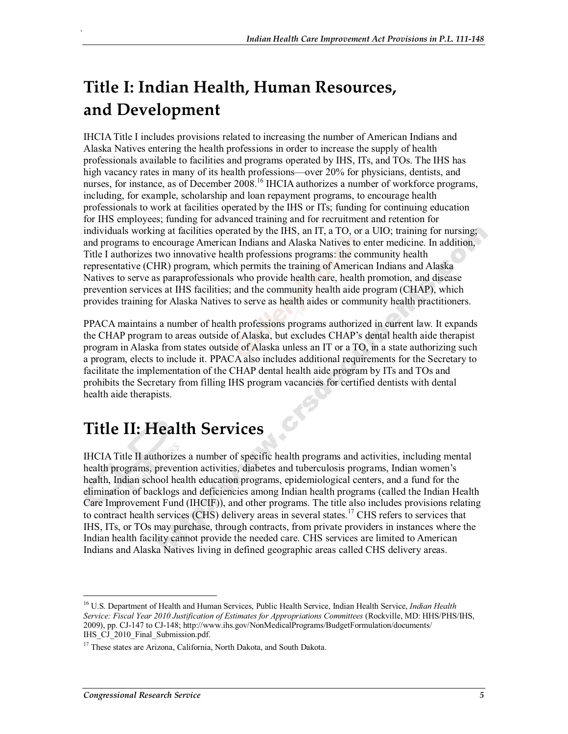# Title I: Indian Health, Human Resources, and Development

IHCIA Title I includes provisions related to increasing the number of American Indians and Alaska Natives entering the health professions in order to increase the supply of health professionals available to facilities and programs operated by IHS, ITs, and TOs. The IHS has high vacancy rates in many of its health professions—over 20% for physicians, dentists, and nurses, for instance, as of December 2008.[16] IHCIA authorizes a number of workforce programs, including, for example, scholarship and loan repayment programs, to encourage health professionals to work at facilities operated by the IHS or ITs; funding for continuing education for IHS employees; funding for advanced training and for recruitment and retention for individuals working at facilities operated by the IHS, an IT, a TO, or a UIO; training for nursing; and programs to encourage American Indians and Alaska Natives to enter medicine. In addition, Title I authorizes two innovative health professions programs: the community health representative (CHR) program, which permits the training of American Indians and Alaska Natives to serve as paraprofessionals who provide health care, health promotion, and disease prevention services at IHS facilities; and the community health aide program (CHAP), which provides training for Alaska Natives to serve as health aides or community health practitioners.

PPACA maintains a number of health professions programs authorized in current law. It expands the CHAP program to areas outside of Alaska, but excludes CHAP's dental health aide therapist program in Alaska from states outside of Alaska unless an IT or a TO, in a state authorizing such a program, elects to include it. PPACA also includes additional requirements for the Secretary to facilitate the implementation of the CHAP dental health aide program by ITs and TOs and prohibits the Secretary from filling IHS program vacancies for certified dentists with dental health aide therapists.

# Title II: Health Services

IHCIA Title II authorizes a number of specific health programs and activities, including mental health programs, prevention activities, diabetes and tuberculosis programs, Indian women's health, Indian school health education programs, epidemiological centers, and a fund for the elimination of backlogs and deficiencies among Indian health programs (called the Indian Health Care Improvement Fund (IHCIF)), and other programs. The title also includes provisions relating to contract health services (CHS) delivery areas in several states.[17] CHS refers to services that IHS, ITs, or TOs may purchase, through contracts, from private providers in instances where the Indian health facility cannot provide the needed care. CHS services are limited to American Indians and Alaska Natives living in defined geographic areas called CHS delivery areas.

---

[16] U.S. Department of Health and Human Services, Public Health Service, Indian Health Service, *Indian Health Service: Fiscal Year 2010 Justification of Estimates for Appropriations Committees* (Rockville, MD: HHS/PHS/IHS, 2009), pp. CJ-147 to CJ-148; http://www.ihs.gov/NonMedicalPrograms/BudgetFormulation/documents/IHS_CJ_2010_Final_Submission.pdf.

[17] These states are Arizona, California, North Dakota, and South Dakota.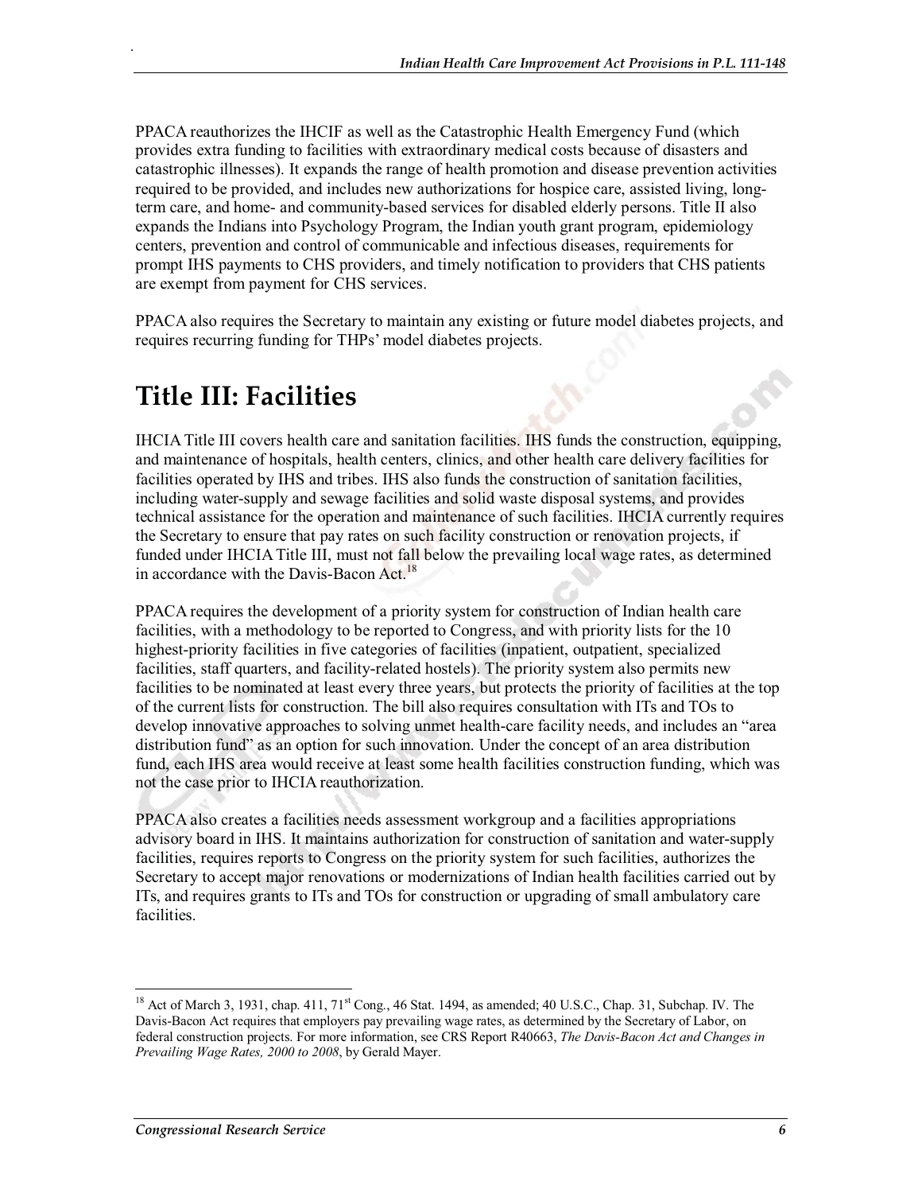PPACA reauthorizes the IHCIF as well as the Catastrophic Health Emergency Fund (which provides extra funding to facilities with extraordinary medical costs because of disasters and catastrophic illnesses). It expands the range of health promotion and disease prevention activities required to be provided, and includes new authorizations for hospice care, assisted living, long-term care, and home- and community-based services for disabled elderly persons. Title II also expands the Indians into Psychology Program, the Indian youth grant program, epidemiology centers, prevention and control of communicable and infectious diseases, requirements for prompt IHS payments to CHS providers, and timely notification to providers that CHS patients are exempt from payment for CHS services.

PPACA also requires the Secretary to maintain any existing or future model diabetes projects, and requires recurring funding for THPs' model diabetes projects.

# Title III: Facilities

IHCIA Title III covers health care and sanitation facilities. IHS funds the construction, equipping, and maintenance of hospitals, health centers, clinics, and other health care delivery facilities for facilities operated by IHS and tribes. IHS also funds the construction of sanitation facilities, including water-supply and sewage facilities and solid waste disposal systems, and provides technical assistance for the operation and maintenance of such facilities. IHCIA currently requires the Secretary to ensure that pay rates on such facility construction or renovation projects, if funded under IHCIA Title III, must not fall below the prevailing local wage rates, as determined in accordance with the Davis-Bacon Act.[18]

PPACA requires the development of a priority system for construction of Indian health care facilities, with a methodology to be reported to Congress, and with priority lists for the 10 highest-priority facilities in five categories of facilities (inpatient, outpatient, specialized facilities, staff quarters, and facility-related hostels). The priority system also permits new facilities to be nominated at least every three years, but protects the priority of facilities at the top of the current lists for construction. The bill also requires consultation with ITs and TOs to develop innovative approaches to solving unmet health-care facility needs, and includes an "area distribution fund" as an option for such innovation. Under the concept of an area distribution fund, each IHS area would receive at least some health facilities construction funding, which was not the case prior to IHCIA reauthorization.

PPACA also creates a facilities needs assessment workgroup and a facilities appropriations advisory board in IHS. It maintains authorization for construction of sanitation and water-supply facilities, requires reports to Congress on the priority system for such facilities, authorizes the Secretary to accept major renovations or modernizations of Indian health facilities carried out by ITs, and requires grants to ITs and TOs for construction or upgrading of small ambulatory care facilities.

---

[18] Act of March 3, 1931, chap. 411, 71st Cong., 46 Stat. 1494, as amended; 40 U.S.C., Chap. 31, Subchap. IV. The Davis-Bacon Act requires that employers pay prevailing wage rates, as determined by the Secretary of Labor, on federal construction projects. For more information, see CRS Report R40663, *The Davis-Bacon Act and Changes in Prevailing Wage Rates, 2000 to 2008*, by Gerald Mayer.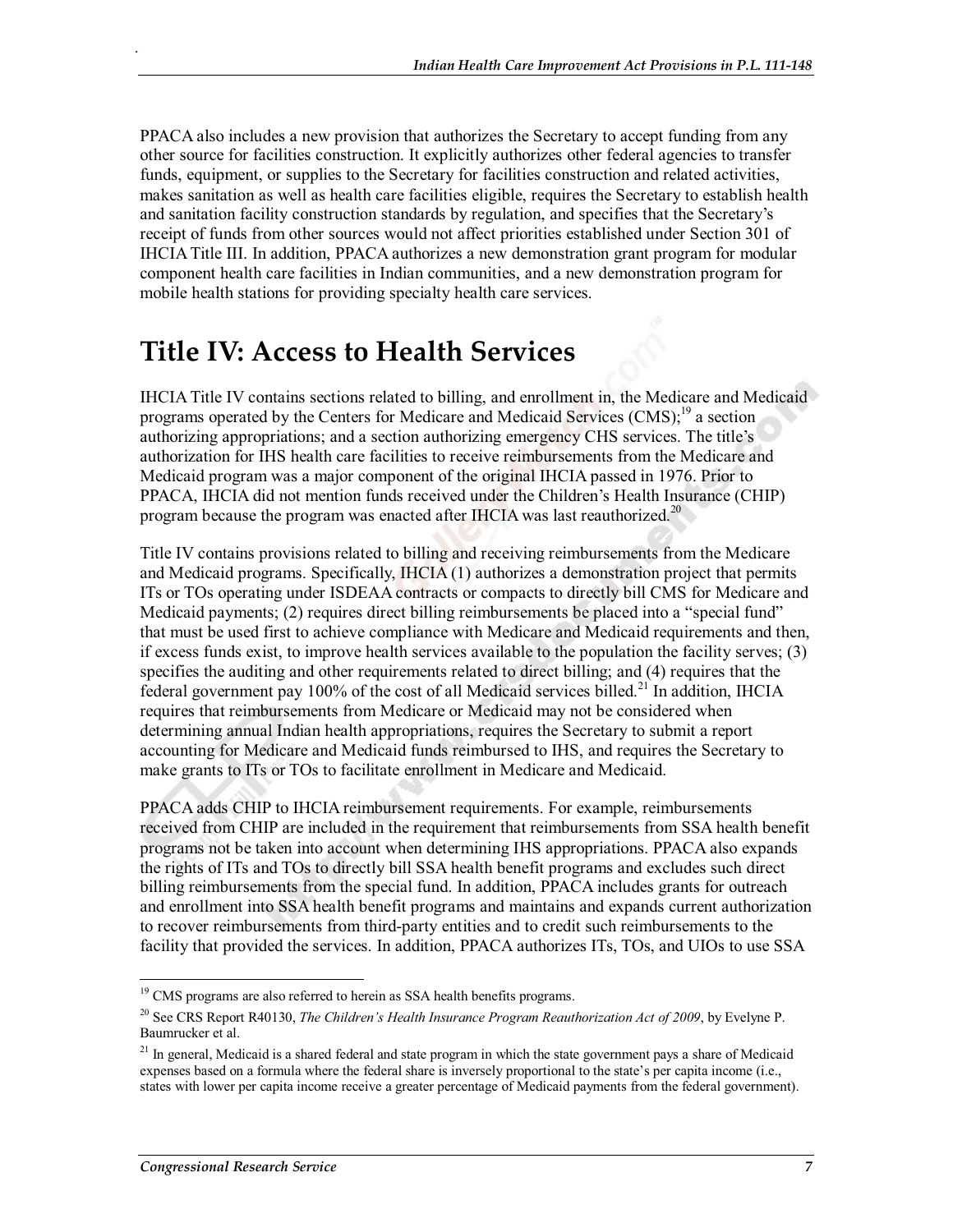PPACA also includes a new provision that authorizes the Secretary to accept funding from any other source for facilities construction. It explicitly authorizes other federal agencies to transfer funds, equipment, or supplies to the Secretary for facilities construction and related activities, makes sanitation as well as health care facilities eligible, requires the Secretary to establish health and sanitation facility construction standards by regulation, and specifies that the Secretary's receipt of funds from other sources would not affect priorities established under Section 301 of IHCIA Title III. In addition, PPACA authorizes a new demonstration grant program for modular component health care facilities in Indian communities, and a new demonstration program for mobile health stations for providing specialty health care services.

## Title IV: Access to Health Services

IHCIA Title IV contains sections related to billing, and enrollment in, the Medicare and Medicaid programs operated by the Centers for Medicare and Medicaid Services (CMS);[19] a section authorizing appropriations; and a section authorizing emergency CHS services. The title's authorization for IHS health care facilities to receive reimbursements from the Medicare and Medicaid program was a major component of the original IHCIA passed in 1976. Prior to PPACA, IHCIA did not mention funds received under the Children's Health Insurance (CHIP) program because the program was enacted after IHCIA was last reauthorized.[20]

Title IV contains provisions related to billing and receiving reimbursements from the Medicare and Medicaid programs. Specifically, IHCIA (1) authorizes a demonstration project that permits ITs or TOs operating under ISDEAA contracts or compacts to directly bill CMS for Medicare and Medicaid payments; (2) requires direct billing reimbursements be placed into a "special fund" that must be used first to achieve compliance with Medicare and Medicaid requirements and then, if excess funds exist, to improve health services available to the population the facility serves; (3) specifies the auditing and other requirements related to direct billing; and (4) requires that the federal government pay 100% of the cost of all Medicaid services billed.[21] In addition, IHCIA requires that reimbursements from Medicare or Medicaid may not be considered when determining annual Indian health appropriations, requires the Secretary to submit a report accounting for Medicare and Medicaid funds reimbursed to IHS, and requires the Secretary to make grants to ITs or TOs to facilitate enrollment in Medicare and Medicaid.

PPACA adds CHIP to IHCIA reimbursement requirements. For example, reimbursements received from CHIP are included in the requirement that reimbursements from SSA health benefit programs not be taken into account when determining IHS appropriations. PPACA also expands the rights of ITs and TOs to directly bill SSA health benefit programs and excludes such direct billing reimbursements from the special fund. In addition, PPACA includes grants for outreach and enrollment into SSA health benefit programs and maintains and expands current authorization to recover reimbursements from third-party entities and to credit such reimbursements to the facility that provided the services. In addition, PPACA authorizes ITs, TOs, and UIOs to use SSA

---

[19] CMS programs are also referred to herein as SSA health benefits programs.

[20] See CRS Report R40130, *The Children's Health Insurance Program Reauthorization Act of 2009*, by Evelyne P. Baumrucker et al.

[21] In general, Medicaid is a shared federal and state program in which the state government pays a share of Medicaid expenses based on a formula where the federal share is inversely proportional to the state's per capita income (i.e., states with lower per capita income receive a greater percentage of Medicaid payments from the federal government).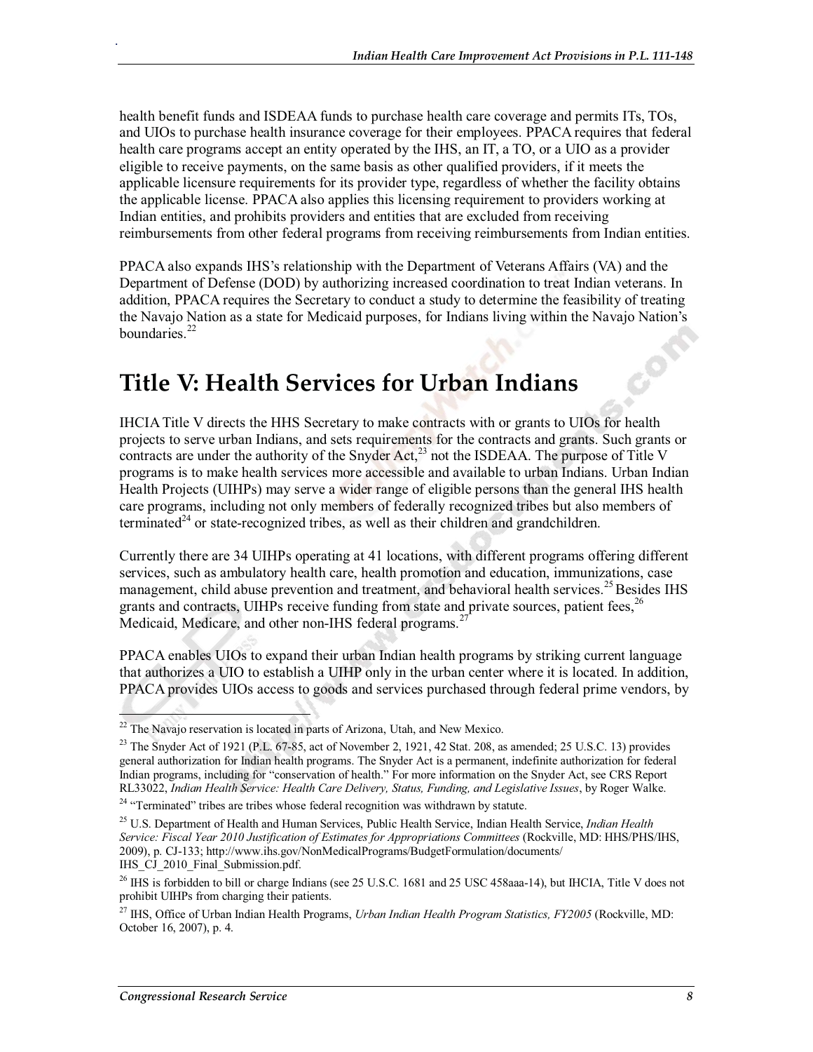health benefit funds and ISDEAA funds to purchase health care coverage and permits ITs, TOs, and UIOs to purchase health insurance coverage for their employees. PPACA requires that federal health care programs accept an entity operated by the IHS, an IT, a TO, or a UIO as a provider eligible to receive payments, on the same basis as other qualified providers, if it meets the applicable licensure requirements for its provider type, regardless of whether the facility obtains the applicable license. PPACA also applies this licensing requirement to providers working at Indian entities, and prohibits providers and entities that are excluded from receiving reimbursements from other federal programs from receiving reimbursements from Indian entities.

PPACA also expands IHS's relationship with the Department of Veterans Affairs (VA) and the Department of Defense (DOD) by authorizing increased coordination to treat Indian veterans. In addition, PPACA requires the Secretary to conduct a study to determine the feasibility of treating the Navajo Nation as a state for Medicaid purposes, for Indians living within the Navajo Nation's boundaries.[22]

# Title V: Health Services for Urban Indians

IHCIA Title V directs the HHS Secretary to make contracts with or grants to UIOs for health projects to serve urban Indians, and sets requirements for the contracts and grants. Such grants or contracts are under the authority of the Snyder Act,[23] not the ISDEAA. The purpose of Title V programs is to make health services more accessible and available to urban Indians. Urban Indian Health Projects (UIHPs) may serve a wider range of eligible persons than the general IHS health care programs, including not only members of federally recognized tribes but also members of terminated[24] or state-recognized tribes, as well as their children and grandchildren.

Currently there are 34 UIHPs operating at 41 locations, with different programs offering different services, such as ambulatory health care, health promotion and education, immunizations, case management, child abuse prevention and treatment, and behavioral health services.[25] Besides IHS grants and contracts, UIHPs receive funding from state and private sources, patient fees,[26] Medicaid, Medicare, and other non-IHS federal programs.[27]

PPACA enables UIOs to expand their urban Indian health programs by striking current language that authorizes a UIO to establish a UIHP only in the urban center where it is located. In addition, PPACA provides UIOs access to goods and services purchased through federal prime vendors, by

---

[22] The Navajo reservation is located in parts of Arizona, Utah, and New Mexico.

[23] The Snyder Act of 1921 (P.L. 67-85, act of November 2, 1921, 42 Stat. 208, as amended; 25 U.S.C. 13) provides general authorization for Indian health programs. The Snyder Act is a permanent, indefinite authorization for federal Indian programs, including for "conservation of health." For more information on the Snyder Act, see CRS Report RL33022, *Indian Health Service: Health Care Delivery, Status, Funding, and Legislative Issues*, by Roger Walke.

[24] "Terminated" tribes are tribes whose federal recognition was withdrawn by statute.

[25] U.S. Department of Health and Human Services, Public Health Service, Indian Health Service, *Indian Health Service: Fiscal Year 2010 Justification of Estimates for Appropriations Committees* (Rockville, MD: HHS/PHS/IHS, 2009), p. CJ-133; http://www.ihs.gov/NonMedicalPrograms/BudgetFormulation/documents/IHS_CJ_2010_Final_Submission.pdf.

[26] IHS is forbidden to bill or charge Indians (see 25 U.S.C. 1681 and 25 USC 458aaa-14), but IHCIA, Title V does not prohibit UIHPs from charging their patients.

[27] IHS, Office of Urban Indian Health Programs, *Urban Indian Health Program Statistics, FY2005* (Rockville, MD: October 16, 2007), p. 4.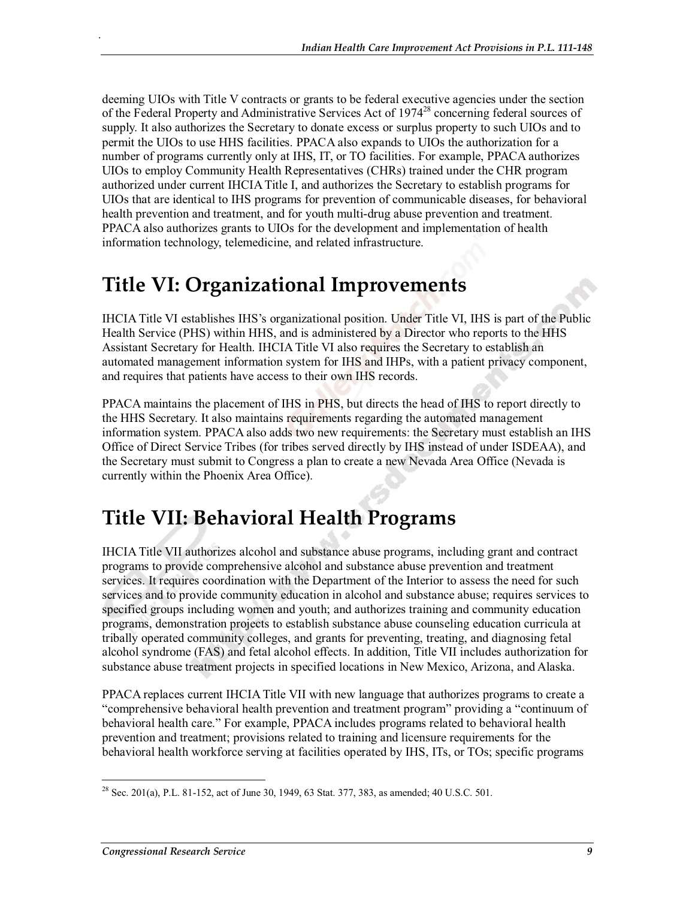deeming UIOs with Title V contracts or grants to be federal executive agencies under the section of the Federal Property and Administrative Services Act of 1974[28] concerning federal sources of supply. It also authorizes the Secretary to donate excess or surplus property to such UIOs and to permit the UIOs to use HHS facilities. PPACA also expands to UIOs the authorization for a number of programs currently only at IHS, IT, or TO facilities. For example, PPACA authorizes UIOs to employ Community Health Representatives (CHRs) trained under the CHR program authorized under current IHCIA Title I, and authorizes the Secretary to establish programs for UIOs that are identical to IHS programs for prevention of communicable diseases, for behavioral health prevention and treatment, and for youth multi-drug abuse prevention and treatment. PPACA also authorizes grants to UIOs for the development and implementation of health information technology, telemedicine, and related infrastructure.

# Title VI: Organizational Improvements

IHCIA Title VI establishes IHS's organizational position. Under Title VI, IHS is part of the Public Health Service (PHS) within HHS, and is administered by a Director who reports to the HHS Assistant Secretary for Health. IHCIA Title VI also requires the Secretary to establish an automated management information system for IHS and IHPs, with a patient privacy component, and requires that patients have access to their own IHS records.

PPACA maintains the placement of IHS in PHS, but directs the head of IHS to report directly to the HHS Secretary. It also maintains requirements regarding the automated management information system. PPACA also adds two new requirements: the Secretary must establish an IHS Office of Direct Service Tribes (for tribes served directly by IHS instead of under ISDEAA), and the Secretary must submit to Congress a plan to create a new Nevada Area Office (Nevada is currently within the Phoenix Area Office).

# Title VII: Behavioral Health Programs

IHCIA Title VII authorizes alcohol and substance abuse programs, including grant and contract programs to provide comprehensive alcohol and substance abuse prevention and treatment services. It requires coordination with the Department of the Interior to assess the need for such services and to provide community education in alcohol and substance abuse; requires services to specified groups including women and youth; and authorizes training and community education programs, demonstration projects to establish substance abuse counseling education curricula at tribally operated community colleges, and grants for preventing, treating, and diagnosing fetal alcohol syndrome (FAS) and fetal alcohol effects. In addition, Title VII includes authorization for substance abuse treatment projects in specified locations in New Mexico, Arizona, and Alaska.

PPACA replaces current IHCIA Title VII with new language that authorizes programs to create a "comprehensive behavioral health prevention and treatment program" providing a "continuum of behavioral health care." For example, PPACA includes programs related to behavioral health prevention and treatment; provisions related to training and licensure requirements for the behavioral health workforce serving at facilities operated by IHS, ITs, or TOs; specific programs

[28] Sec. 201(a), P.L. 81-152, act of June 30, 1949, 63 Stat. 377, 383, as amended; 40 U.S.C. 501.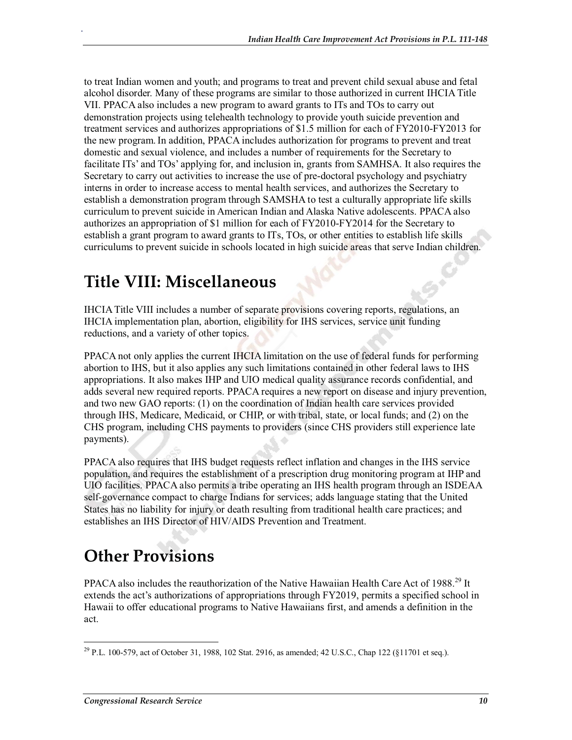to treat Indian women and youth; and programs to treat and prevent child sexual abuse and fetal alcohol disorder. Many of these programs are similar to those authorized in current IHCIA Title VII. PPACA also includes a new program to award grants to ITs and TOs to carry out demonstration projects using telehealth technology to provide youth suicide prevention and treatment services and authorizes appropriations of $1.5 million for each of FY2010-FY2013 for the new program. In addition, PPACA includes authorization for programs to prevent and treat domestic and sexual violence, and includes a number of requirements for the Secretary to facilitate ITs' and TOs' applying for, and inclusion in, grants from SAMHSA. It also requires the Secretary to carry out activities to increase the use of pre-doctoral psychology and psychiatry interns in order to increase access to mental health services, and authorizes the Secretary to establish a demonstration program through SAMSHA to test a culturally appropriate life skills curriculum to prevent suicide in American Indian and Alaska Native adolescents. PPACA also authorizes an appropriation of $1 million for each of FY2010-FY2014 for the Secretary to establish a grant program to award grants to ITs, TOs, or other entities to establish life skills curriculums to prevent suicide in schools located in high suicide areas that serve Indian children.

# Title VIII: Miscellaneous

IHCIA Title VIII includes a number of separate provisions covering reports, regulations, an IHCIA implementation plan, abortion, eligibility for IHS services, service unit funding reductions, and a variety of other topics.

PPACA not only applies the current IHCIA limitation on the use of federal funds for performing abortion to IHS, but it also applies any such limitations contained in other federal laws to IHS appropriations. It also makes IHP and UIO medical quality assurance records confidential, and adds several new required reports. PPACA requires a new report on disease and injury prevention, and two new GAO reports: (1) on the coordination of Indian health care services provided through IHS, Medicare, Medicaid, or CHIP, or with tribal, state, or local funds; and (2) on the CHS program, including CHS payments to providers (since CHS providers still experience late payments).

PPACA also requires that IHS budget requests reflect inflation and changes in the IHS service population, and requires the establishment of a prescription drug monitoring program at IHP and UIO facilities. PPACA also permits a tribe operating an IHS health program through an ISDEAA self-governance compact to charge Indians for services; adds language stating that the United States has no liability for injury or death resulting from traditional health care practices; and establishes an IHS Director of HIV/AIDS Prevention and Treatment.

# Other Provisions

PPACA also includes the reauthorization of the Native Hawaiian Health Care Act of 1988.[29] It extends the act's authorizations of appropriations through FY2019, permits a specified school in Hawaii to offer educational programs to Native Hawaiians first, and amends a definition in the act.

[29] P.L. 100-579, act of October 31, 1988, 102 Stat. 2916, as amended; 42 U.S.C., Chap 122 (§11701 et seq.).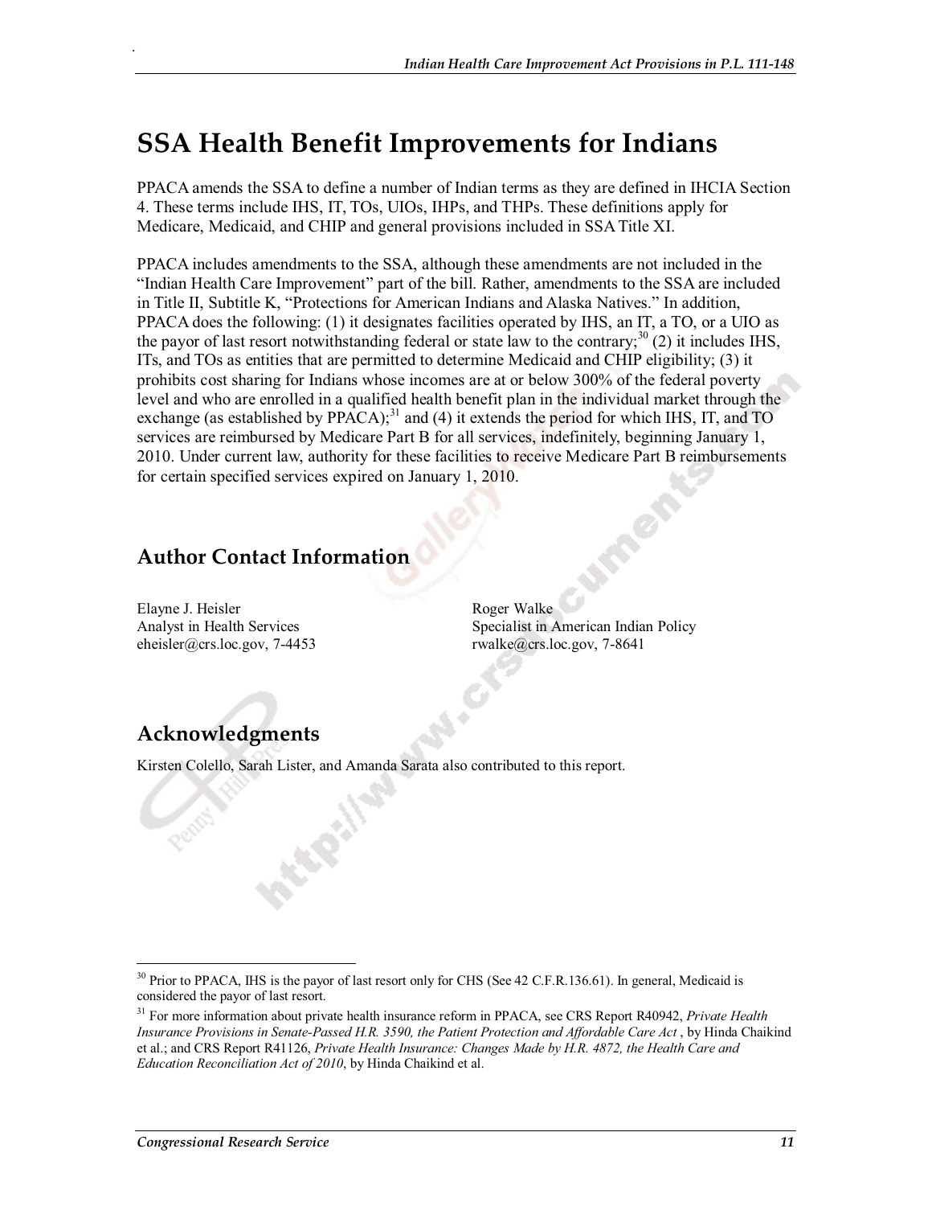# SSA Health Benefit Improvements for Indians

PPACA amends the SSA to define a number of Indian terms as they are defined in IHCIA Section 4. These terms include IHS, IT, TOs, UIOs, IHPs, and THPs. These definitions apply for Medicare, Medicaid, and CHIP and general provisions included in SSA Title XI.

PPACA includes amendments to the SSA, although these amendments are not included in the "Indian Health Care Improvement" part of the bill. Rather, amendments to the SSA are included in Title II, Subtitle K, "Protections for American Indians and Alaska Natives." In addition, PPACA does the following: (1) it designates facilities operated by IHS, an IT, a TO, or a UIO as the payor of last resort notwithstanding federal or state law to the contrary;[30] (2) it includes IHS, ITs, and TOs as entities that are permitted to determine Medicaid and CHIP eligibility; (3) it prohibits cost sharing for Indians whose incomes are at or below 300% of the federal poverty level and who are enrolled in a qualified health benefit plan in the individual market through the exchange (as established by PPACA);[31] and (4) it extends the period for which IHS, IT, and TO services are reimbursed by Medicare Part B for all services, indefinitely, beginning January 1, 2010. Under current law, authority for these facilities to receive Medicare Part B reimbursements for certain specified services expired on January 1, 2010.

## Author Contact Information

Elayne J. Heisler
Analyst in Health Services
eheisler@crs.loc.gov, 7-4453

Roger Walke
Specialist in American Indian Policy
rwalke@crs.loc.gov, 7-8641

## Acknowledgments

Kirsten Colello, Sarah Lister, and Amanda Sarata also contributed to this report.

---

[30] Prior to PPACA, IHS is the payor of last resort only for CHS (See 42 C.F.R.136.61). In general, Medicaid is considered the payor of last resort.

[31] For more information about private health insurance reform in PPACA, see CRS Report R40942, *Private Health Insurance Provisions in Senate-Passed H.R. 3590, the Patient Protection and Affordable Care Act* , by Hinda Chaikind et al.; and CRS Report R41126, *Private Health Insurance: Changes Made by H.R. 4872, the Health Care and Education Reconciliation Act of 2010*, by Hinda Chaikind et al.